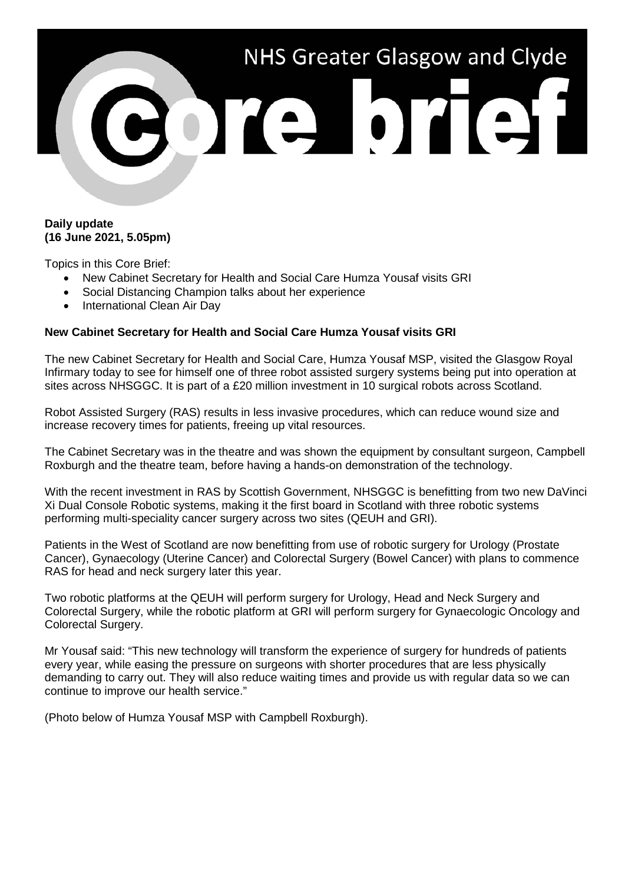# NHS Greater Glasgow and Clyde

# Core brief

**Daily update**
**(16 June 2021, 5.05pm)**

Topics in this Core Brief:

- New Cabinet Secretary for Health and Social Care Humza Yousaf visits GRI
- Social Distancing Champion talks about her experience
- International Clean Air Day

**New Cabinet Secretary for Health and Social Care Humza Yousaf visits GRI**

The new Cabinet Secretary for Health and Social Care, Humza Yousaf MSP, visited the Glasgow Royal Infirmary today to see for himself one of three robot assisted surgery systems being put into operation at sites across NHSGGC. It is part of a £20 million investment in 10 surgical robots across Scotland.

Robot Assisted Surgery (RAS) results in less invasive procedures, which can reduce wound size and increase recovery times for patients, freeing up vital resources.

The Cabinet Secretary was in the theatre and was shown the equipment by consultant surgeon, Campbell Roxburgh and the theatre team, before having a hands-on demonstration of the technology.

With the recent investment in RAS by Scottish Government, NHSGGC is benefitting from two new DaVinci Xi Dual Console Robotic systems, making it the first board in Scotland with three robotic systems performing multi-speciality cancer surgery across two sites (QEUH and GRI).

Patients in the West of Scotland are now benefitting from use of robotic surgery for Urology (Prostate Cancer), Gynaecology (Uterine Cancer) and Colorectal Surgery (Bowel Cancer) with plans to commence RAS for head and neck surgery later this year.

Two robotic platforms at the QEUH will perform surgery for Urology, Head and Neck Surgery and Colorectal Surgery, while the robotic platform at GRI will perform surgery for Gynaecologic Oncology and Colorectal Surgery.

Mr Yousaf said: "This new technology will transform the experience of surgery for hundreds of patients every year, while easing the pressure on surgeons with shorter procedures that are less physically demanding to carry out. They will also reduce waiting times and provide us with regular data so we can continue to improve our health service."

(Photo below of Humza Yousaf MSP with Campbell Roxburgh).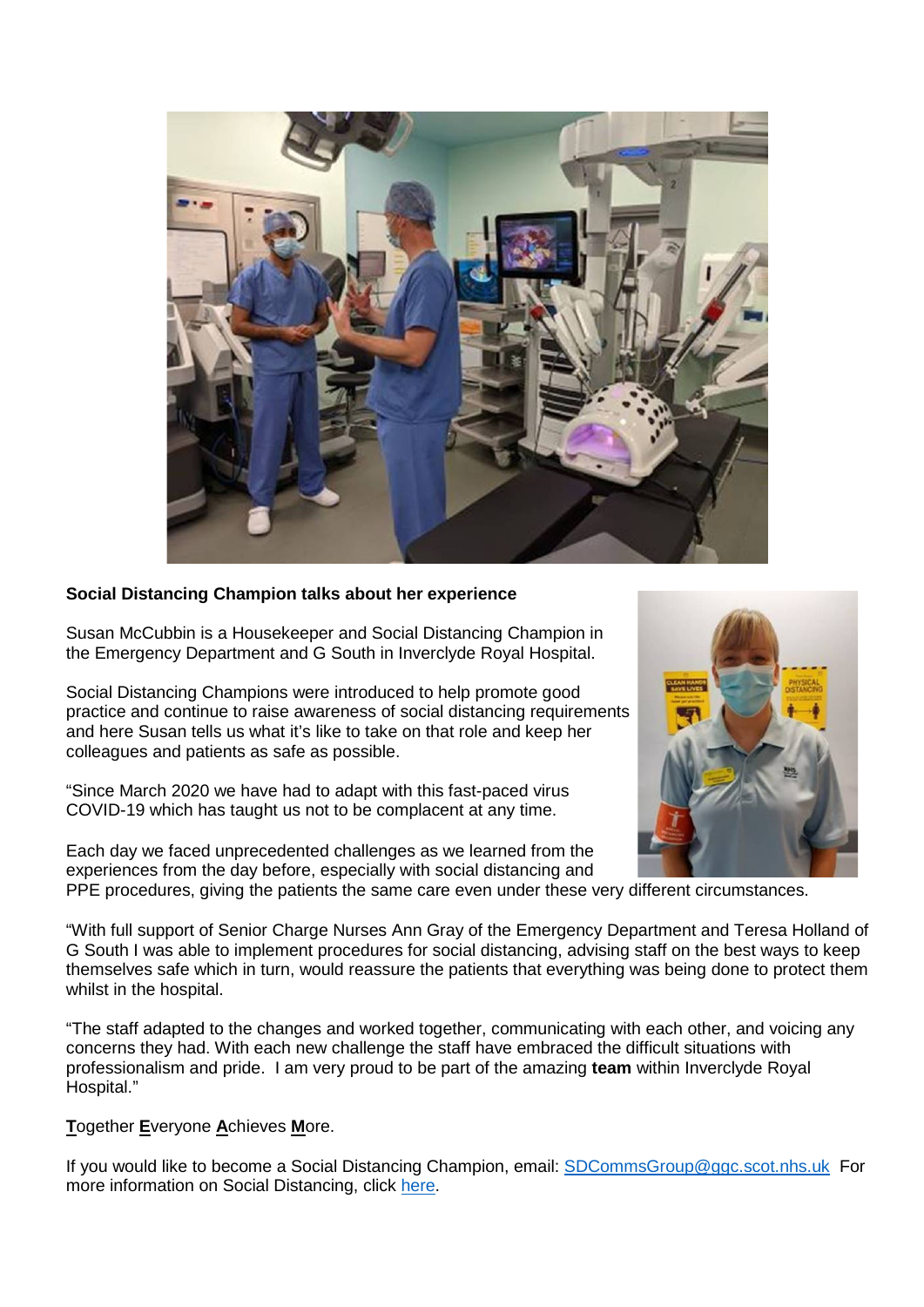**Social Distancing Champion talks about her experience**

Susan McCubbin is a Housekeeper and Social Distancing Champion in the Emergency Department and G South in Inverclyde Royal Hospital.

Social Distancing Champions were introduced to help promote good practice and continue to raise awareness of social distancing requirements and here Susan tells us what it's like to take on that role and keep her colleagues and patients as safe as possible.

"Since March 2020 we have had to adapt with this fast-paced virus COVID-19 which has taught us not to be complacent at any time.

Each day we faced unprecedented challenges as we learned from the experiences from the day before, especially with social distancing and PPE procedures, giving the patients the same care even under these very different circumstances.

"With full support of Senior Charge Nurses Ann Gray of the Emergency Department and Teresa Holland of G South I was able to implement procedures for social distancing, advising staff on the best ways to keep themselves safe which in turn, would reassure the patients that everything was being done to protect them whilst in the hospital.

"The staff adapted to the changes and worked together, communicating with each other, and voicing any concerns they had. With each new challenge the staff have embraced the difficult situations with professionalism and pride. I am very proud to be part of the amazing **team** within Inverclyde Royal Hospital."

**T**ogether **E**veryone **A**chieves **M**ore.

If you would like to become a Social Distancing Champion, email: [SDCommsGroup@ggc.scot.nhs.uk](mailto:SDCommsGroup@ggc.scot.nhs.uk) For more information on Social Distancing, click here.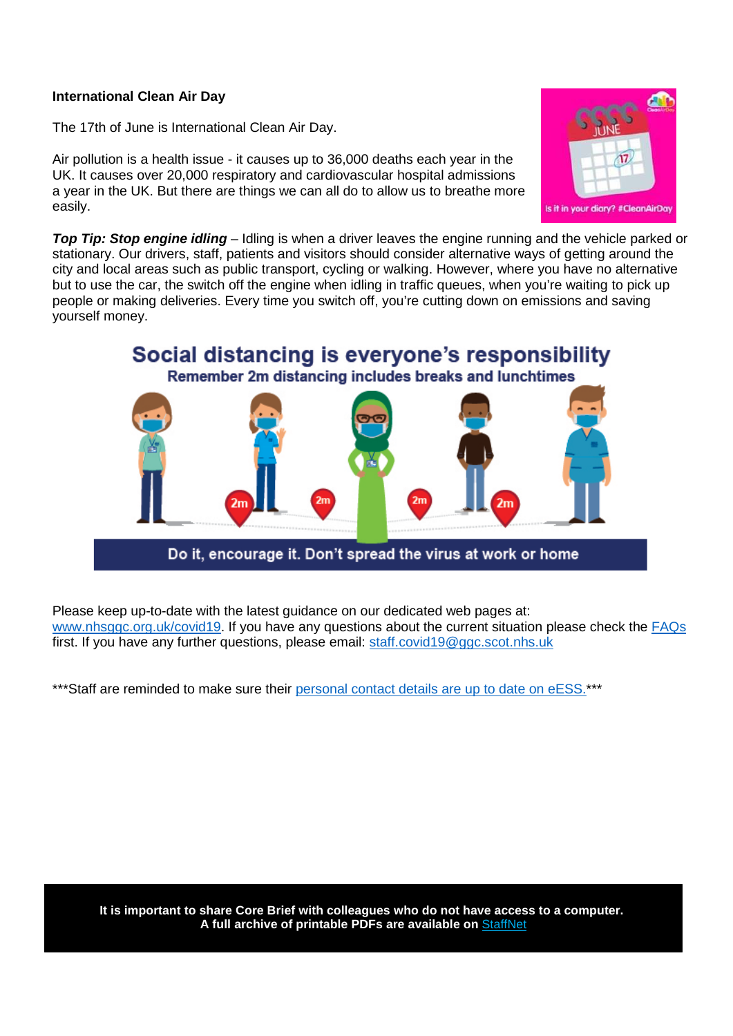**International Clean Air Day**

The 17th of June is International Clean Air Day.

Air pollution is a health issue - it causes up to 36,000 deaths each year in the UK. It causes over 20,000 respiratory and cardiovascular hospital admissions a year in the UK. But there are things we can all do to allow us to breathe more easily.

***Top Tip: Stop engine idling*** – Idling is when a driver leaves the engine running and the vehicle parked or stationary. Our drivers, staff, patients and visitors should consider alternative ways of getting around the city and local areas such as public transport, cycling or walking. However, where you have no alternative but to use the car, the switch off the engine when idling in traffic queues, when you're waiting to pick up people or making deliveries. Every time you switch off, you're cutting down on emissions and saving yourself money.

Please keep up-to-date with the latest guidance on our dedicated web pages at: www.nhsggc.org.uk/covid19. If you have any questions about the current situation please check the FAQs first. If you have any further questions, please email: staff.covid19@ggc.scot.nhs.uk

***Staff are reminded to make sure their personal contact details are up to date on eESS.***

**It is important to share Core Brief with colleagues who do not have access to a computer. A full archive of printable PDFs are available on StaffNet**